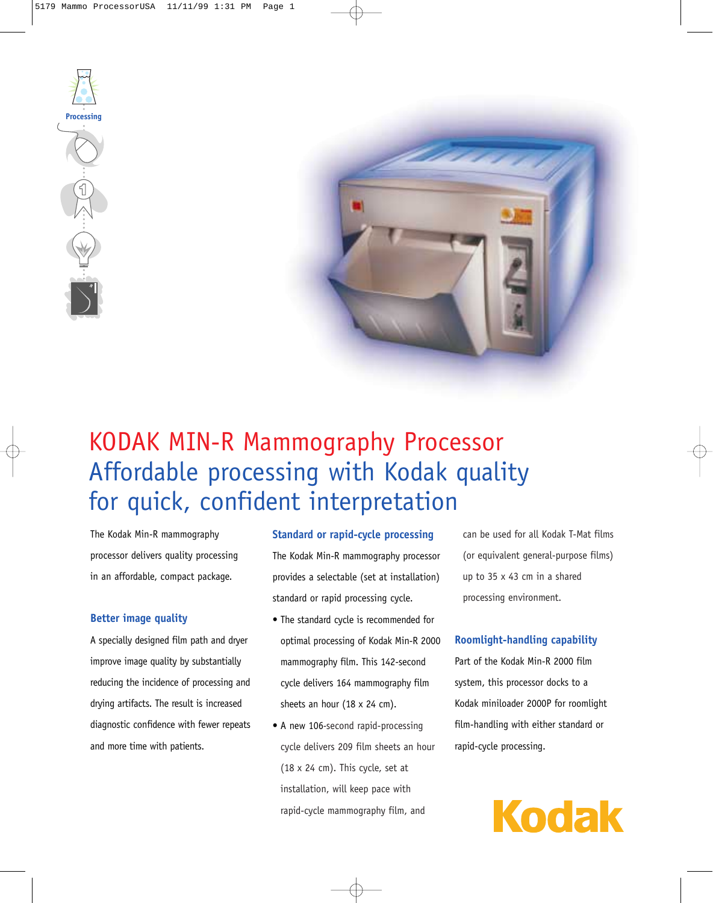Processing

# KODAK MIN-R Mammography Processor

## Affordable processing with Kodak quality for quick, confident interpretation

The Kodak Min-R mammography processor delivers quality processing in an affordable, compact package.

### Better image quality

A specially designed film path and dryer improve image quality by substantially reducing the incidence of processing and drying artifacts. The result is increased diagnostic confidence with fewer repeats and more time with patients.

### Standard or rapid-cycle processing

The Kodak Min-R mammography processor provides a selectable (set at installation) standard or rapid processing cycle.

- The standard cycle is recommended for optimal processing of Kodak Min-R 2000 mammography film. This 142-second cycle delivers 164 mammography film sheets an hour (18 x 24 cm).
- A new 106-second rapid-processing cycle delivers 209 film sheets an hour (18 x 24 cm). This cycle, set at installation, will keep pace with rapid-cycle mammography film, and can be used for all Kodak T-Mat films (or equivalent general-purpose films) up to 35 x 43 cm in a shared processing environment.

### Roomlight-handling capability

Part of the Kodak Min-R 2000 film system, this processor docks to a Kodak miniloader 2000P for roomlight film-handling with either standard or rapid-cycle processing.

Kodak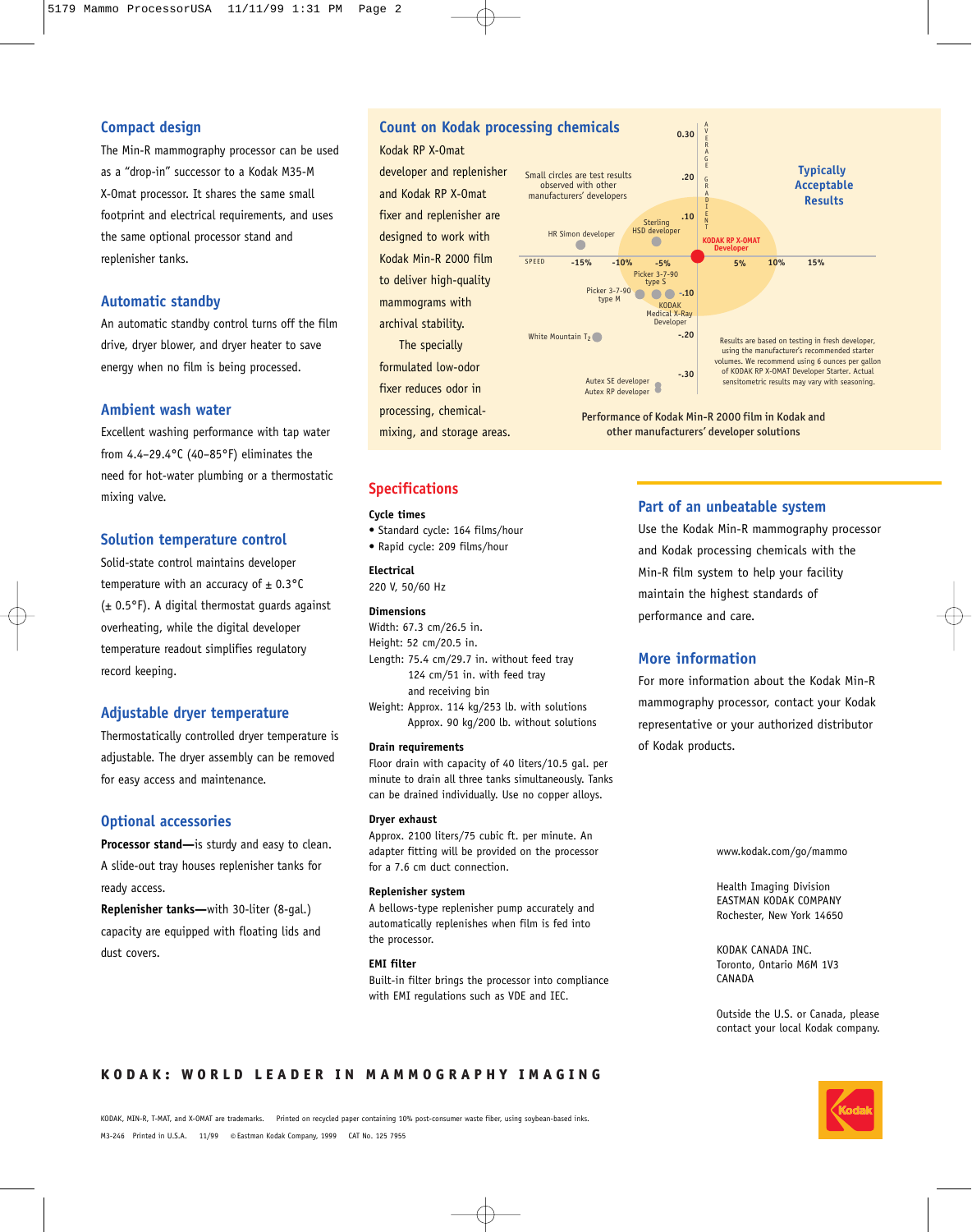## Compact design

The Min-R mammography processor can be used as a "drop-in" successor to a Kodak M35-M X-Omat processor. It shares the same small footprint and electrical requirements, and uses the same optional processor stand and replenisher tanks.

## Automatic standby

An automatic standby control turns off the film drive, dryer blower, and dryer heater to save energy when no film is being processed.

## Ambient wash water

Excellent washing performance with tap water from 4.4–29.4°C (40–85°F) eliminates the need for hot-water plumbing or a thermostatic mixing valve.

## Solution temperature control

Solid-state control maintains developer temperature with an accuracy of ± 0.3°C (± 0.5°F). A digital thermostat guards against overheating, while the digital developer temperature readout simplifies regulatory record keeping.

## Adjustable dryer temperature

Thermostatically controlled dryer temperature is adjustable. The dryer assembly can be removed for easy access and maintenance.

## Optional accessories

**Processor stand—**is sturdy and easy to clean. A slide-out tray houses replenisher tanks for ready access.

**Replenisher tanks—**with 30-liter (8-gal.) capacity are equipped with floating lids and dust covers.

## Count on Kodak processing chemicals

Kodak RP X-Omat developer and replenisher and Kodak RP X-Omat fixer and replenisher are designed to work with Kodak Min-R 2000 film to deliver high-quality mammograms with archival stability.

The specially formulated low-odor fixer reduces odor in processing, chemical-mixing, and storage areas.

AVERAGE GRADIENT

0.30

.20

.10

-.10

-.20

-.30

SPEED

-15%

-10%

-5%

5%

10%

15%

Small circles are test results observed with other manufacturers' developers

Typically Acceptable Results

HR Simon developer

Sterling HSD developer

KODAK RP X-OMAT Developer

Picker 3-7-90 type S

Picker 3-7-90 type M

KODAK Medical X-Ray Developer

White Mountain $T_2$

Autex SE developer

Autex RP developer

Results are based on testing in fresh developer, using the manufacturer's recommended starter volumes. We recommend using 6 ounces per gallon of KODAK RP X-OMAT Developer Starter. Actual sensitometric results may vary with seasoning.

Performance of Kodak Min-R 2000 film in Kodak and other manufacturers' developer solutions

## Specifications

**Cycle times**

- Standard cycle: 164 films/hour
- Rapid cycle: 209 films/hour

**Electrical**

220 V, 50/60 Hz

**Dimensions**

Width: 67.3 cm/26.5 in.
Height: 52 cm/20.5 in.
Length: 75.4 cm/29.7 in. without feed tray
124 cm/51 in. with feed tray and receiving bin
Weight: Approx. 114 kg/253 lb. with solutions
Approx. 90 kg/200 lb. without solutions

**Drain requirements**

Floor drain with capacity of 40 liters/10.5 gal. per minute to drain all three tanks simultaneously. Tanks can be drained individually. Use no copper alloys.

**Dryer exhaust**

Approx. 2100 liters/75 cubic ft. per minute. An adapter fitting will be provided on the processor for a 7.6 cm duct connection.

**Replenisher system**

A bellows-type replenisher pump accurately and automatically replenishes when film is fed into the processor.

**EMI filter**

Built-in filter brings the processor into compliance with EMI regulations such as VDE and IEC.

## Part of an unbeatable system

Use the Kodak Min-R mammography processor and Kodak processing chemicals with the Min-R film system to help your facility maintain the highest standards of performance and care.

## More information

For more information about the Kodak Min-R mammography processor, contact your Kodak representative or your authorized distributor of Kodak products.

www.kodak.com/go/mammo

Health Imaging Division
EASTMAN KODAK COMPANY
Rochester, New York 14650

KODAK CANADA INC.
Toronto, Ontario M6M 1V3
CANADA

Outside the U.S. or Canada, please contact your local Kodak company.

**KODAK: WORLD LEADER IN MAMMOGRAPHY IMAGING**

KODAK, MIN-R, T-MAT, and X-OMAT are trademarks. Printed on recycled paper containing 10% post-consumer waste fiber, using soybean-based inks.

M3-246 Printed in U.S.A. 11/99 © Eastman Kodak Company, 1999 CAT No. 125 7955